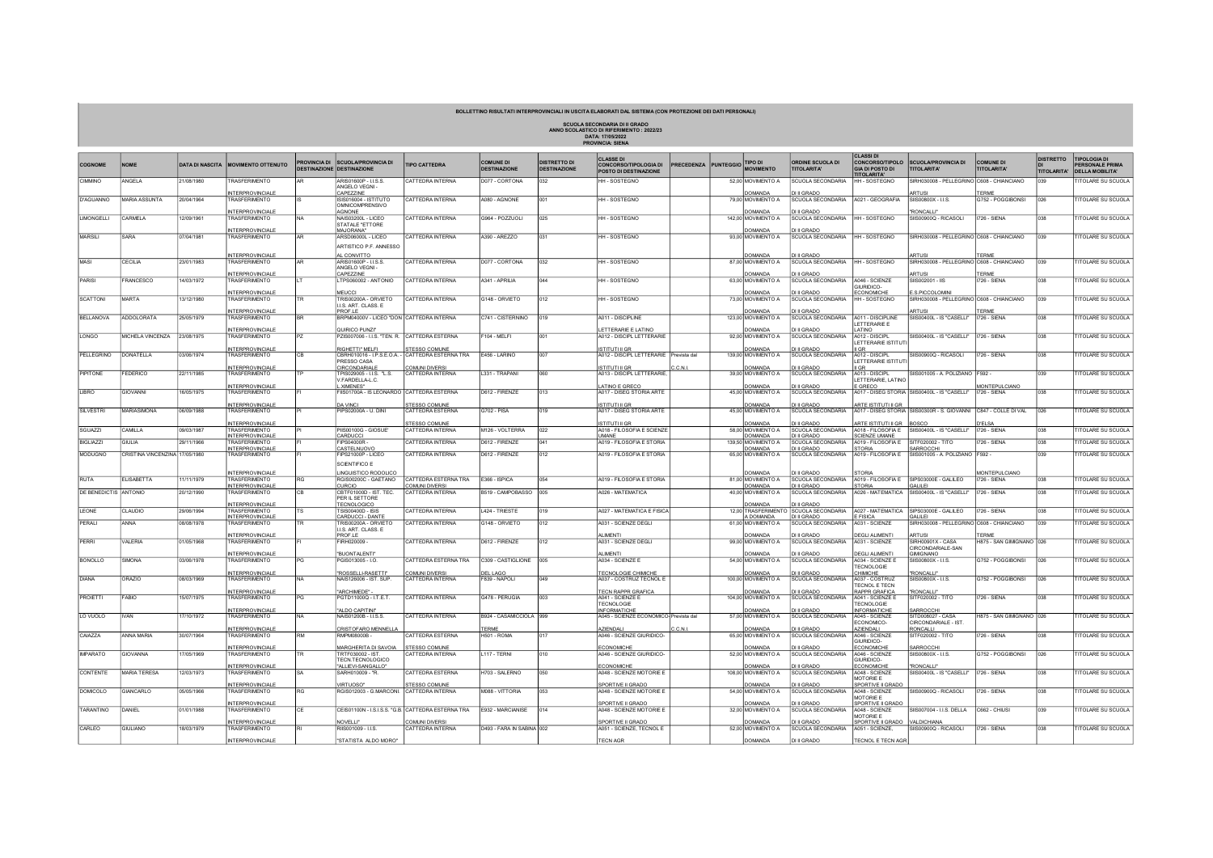**BOLLETTINO RISULTATI INTERPROVINCIALI IN USCITA ELABORATI DAL SISTEMA (CON PROTEZIONE DEI DATI PERSONALI)**

**SCUOLA SECONDARIA DI II GRADO**
**ANNO SCOLASTICO DI RIFERIMENTO : 2022/23**
**DATA: 17/05/2022**
**PROVINCIA: SIENA**

| COGNOME | NOME | DATA DI NASCITA | MOVIMENTO OTTENUTO | PROVINCIA DI DESTINAZIONE | SCUOLA/PROVINCIA DI DESTINAZIONE | TIPO CATTEDRA | COMUNE DI DESTINAZIONE | DISTRETTO DI DESTINAZIONE | CLASSE DI CONCORSO/TIPOLOGIA DI POSTO DI DESTINAZIONE | PRECEDENZA | PUNTEGGIO | TIPO DI MOVIMENTO | ORDINE SCUOLA DI TITOLARITA' | CLASSI DI CONCORSO/TIPOLOGIA DI POSTO DI TITOLARITA' | SCUOLA/PROVINCIA DI TITOLARITA' | COMUNE DI TITOLARITA' | DISTRETTO DI TITOLARITA' | TIPOLOGIA DI PERSONALE PRIMA DELLA MOBILITA' |
|---|---|---|---|---|---|---|---|---|---|---|---|---|---|---|---|---|---|---|
| CIMMINO | ANGELA | 21/08/1980 | TRASFERIMENTO INTERPROVINCIALE | AR | ARIS01600P - I.I.S.S. ANGELO VEGNI - CAPEZZINE | CATTEDRA INTERNA | D077 - CORTONA | 032 | HH - SOSTEGNO | | 52,00 | MOVIMENTO A DOMANDA | SCUOLA SECONDARIA DI II GRADO | HH - SOSTEGNO | SIRH030008 - PELLEGRINO ARTUSI | C608 - CHIANCIANO TERME | 039 | TITOLARE SU SCUOLA |
| D'AGUANNO | MARIA ASSUNTA | 20/04/1964 | TRASFERIMENTO INTERPROVINCIALE | IS | ISIS01600A - ISTITUTO OMNICOMPRENSIVO AGNONE | CATTEDRA INTERNA | A080 - AGNONE | 001 | HH - SOSTEGNO | | 79,00 | MOVIMENTO A DOMANDA | SCUOLA SECONDARIA DI II GRADO | A021 - GEOGRAFIA | SIIS00800X - I.I.S. "RONCALLI" | G752 - POGGIBONSI | 026 | TITOLARE SU SCUOLA |
| LIMONGELLI | CARMELA | 12/09/1961 | TRASFERIMENTO INTERPROVINCIALE | NA | NAIS03200L - LICEO STATALE "ETTORE MAJORANA" | CATTEDRA INTERNA | G964 - POZZUOLI | 025 | HH - SOSTEGNO | | 142,00 | MOVIMENTO A DOMANDA | SCUOLA SECONDARIA DI II GRADO | HH - SOSTEGNO | SIIS00900Q - RICASOLI | I726 - SIENA | 038 | TITOLARE SU SCUOLA |
| MARSILI | SARA | 07/04/1981 | TRASFERIMENTO INTERPROVINCIALE | AR | ARSD06000L - LICEO ARTISTICO P.F. ANNESSO AL CONVITTO | CATTEDRA INTERNA | A390 - AREZZO | 031 | HH - SOSTEGNO | | 93,00 | MOVIMENTO A DOMANDA | SCUOLA SECONDARIA DI II GRADO | HH - SOSTEGNO | SIRH030008 - PELLEGRINO ARTUSI | C608 - CHIANCIANO TERME | 039 | TITOLARE SU SCUOLA |
| MASI | CECILIA | 23/01/1983 | TRASFERIMENTO INTERPROVINCIALE | AR | ARIS01600P - I.I.S.S. ANGELO VEGNI - CAPEZZINE | CATTEDRA INTERNA | D077 - CORTONA | 032 | HH - SOSTEGNO | | 87,00 | MOVIMENTO A DOMANDA | SCUOLA SECONDARIA DI II GRADO | HH - SOSTEGNO | SIRH030008 - PELLEGRINO ARTUSI | C608 - CHIANCIANO TERME | 039 | TITOLARE SU SCUOLA |
| PARISI | FRANCESCO | 14/03/1972 | TRASFERIMENTO INTERPROVINCIALE | LT | LTPS060002 - ANTONIO MEUCCI | CATTEDRA INTERNA | A341 - APRILIA | 044 | HH - SOSTEGNO | | 63,00 | MOVIMENTO A DOMANDA | SCUOLA SECONDARIA DI II GRADO | A046 - SCIENZE GIURIDICO-ECONOMICHE | SIIS002001 - IIS E.S.PICCOLOMINI | I726 - SIENA | 038 | TITOLARE SU SCUOLA |
| SCATTONI | MARTA | 13/12/1980 | TRASFERIMENTO INTERPROVINCIALE | TR | TRIS00200A - ORVIETO I.I.S. ART. CLASS. E PROF.LE | CATTEDRA INTERNA | G148 - ORVIETO | 012 | HH - SOSTEGNO | | 73,00 | MOVIMENTO A DOMANDA | SCUOLA SECONDARIA DI II GRADO | HH - SOSTEGNO | SIRH030008 - PELLEGRINO ARTUSI | C608 - CHIANCIANO TERME | 039 | TITOLARE SU SCUOLA |
| BELLANOVA | ADDOLORATA | 25/05/1979 | TRASFERIMENTO INTERPROVINCIALE | BR | BRPM04000V - LICEO "DON QUIRICO PUNZI" | CATTEDRA INTERNA | C741 - CISTERNINO | 019 | A011 - DISCIPLINE LETTERARIE E LATINO | | 123,00 | MOVIMENTO A DOMANDA | SCUOLA SECONDARIA DI II GRADO | A011 - DISCIPLINE LETTERARIE E LATINO | SIIS00400L - IS "CASELLI" | I726 - SIENA | 038 | TITOLARE SU SCUOLA |
| LONGO | MICHELA VINCENZA | 23/08/1975 | TRASFERIMENTO INTERPROVINCIALE | PZ | PZIS007006 - I.I.S. "TEN. R. RIGHETTI" MELFI | CATTEDRA ESTERNA STESSO COMUNE | F104 - MELFI | 001 | A012 - DISCIPL LETTERARIE ISTITUTI II GR | | 92,00 | MOVIMENTO A DOMANDA | SCUOLA SECONDARIA DI II GRADO | A012 - DISCIPL LETTERARIE ISTITUTI II GR | SIIS00400L - IS "CASELLI" | I726 - SIENA | 038 | TITOLARE SU SCUOLA |
| PELLEGRINO | DONATELLA | 03/06/1974 | TRASFERIMENTO INTERPROVINCIALE | CB | CBRH01001E - I.P.S.E.O.A. - PRESSO CASA CIRCONDARIALE | CATTEDRA ESTERNA TRA COMUNI DIVERSI | E456 - LARINO | 007 | A012 - DISCIPL LETTERARIE ISTITUTI II GR | Prevista dal C.C.N.I. | 139,00 | MOVIMENTO A DOMANDA | SCUOLA SECONDARIA DI II GRADO | A012 - DISCIPL LETTERARIE ISTITUTI II GR | SIIS00900Q - RICASOLI | I726 - SIENA | 038 | TITOLARE SU SCUOLA |
| PIPITONE | FEDERICO | 22/11/1985 | TRASFERIMENTO INTERPROVINCIALE | TP | TPIS029005 - I.I.S. "L.S. V.FARDELLA-L.C. L.XIMENES" | CATTEDRA INTERNA | L331 - TRAPANI | 060 | A013 - DISCIPL LETTERARIE, LATINO E GRECO | | 39,00 | MOVIMENTO A DOMANDA | SCUOLA SECONDARIA DI II GRADO | A013 - DISCIPL LETTERARIE, LATINO E GRECO | SIIS001005 - A. POLIZIANO | F592 - MONTEPULCIANO | 039 | TITOLARE SU SCUOLA |
| LIBRO | GIOVANNI | 16/05/1975 | TRASFERIMENTO INTERPROVINCIALE | FI | FIIS01700A - IS LEONARDO DA VINCI | CATTEDRA ESTERNA STESSO COMUNE | D612 - FIRENZE | 013 | A017 - DISEG STORIA ARTE ISTITUTI II GR | | 45,00 | MOVIMENTO A DOMANDA | SCUOLA SECONDARIA DI II GRADO | A017 - DISEG STORIA ARTE ISTITUTI II GR | SIIS00400L - IS "CASELLI" | I726 - SIENA | 038 | TITOLARE SU SCUOLA |
| SILVESTRI | MARIASIMONA | 06/09/1988 | TRASFERIMENTO INTERPROVINCIALE | PI | PIPS02000A - U. DINI | CATTEDRA ESTERNA STESSO COMUNE | G702 - PISA | 019 | A017 - DISEG STORIA ARTE ISTITUTI II GR | | 45,00 | MOVIMENTO A DOMANDA | SCUOLA SECONDARIA DI II GRADO | A017 - DISEG STORIA ARTE ISTITUTI II GR | SIIS00300R - S. GIOVANNI BOSCO | C847 - COLLE DI VAL D'ELSA | 026 | TITOLARE SU SCUOLA |
| SGUAZZI | CAMILLA | 09/03/1987 | TRASFERIMENTO INTERPROVINCIALE | PI | PIIS00100G - GIOSUE' CARDUCCI | CATTEDRA INTERNA | M126 - VOLTERRA | 022 | A018 - FILOSOFIA E SCIENZE UMANE | | 58,00 | MOVIMENTO A DOMANDA | SCUOLA SECONDARIA DI II GRADO | A018 - FILOSOFIA E SCIENZE UMANE | SIIS00400L - IS "CASELLI" | I726 - SIENA | 038 | TITOLARE SU SCUOLA |
| BIGLIAZZI | GIULIA | 29/11/1966 | TRASFERIMENTO INTERPROVINCIALE | FI | FIPS04000R - CASTELNUOVO | CATTEDRA INTERNA | D612 - FIRENZE | 041 | A019 - FILOSOFIA E STORIA | | 139,50 | MOVIMENTO A DOMANDA | SCUOLA SECONDARIA DI II GRADO | A019 - FILOSOFIA E STORIA | SITF020002 - TITO SARROCCHI | I726 - SIENA | 038 | TITOLARE SU SCUOLA |
| MODUGNO | CRISTINA VINCENZINA | 17/05/1980 | TRASFERIMENTO INTERPROVINCIALE | FI | FIPS21000P - LICEO SCIENTIFICO E LINGUISTICO RODOLICO | CATTEDRA INTERNA | D612 - FIRENZE | 012 | A019 - FILOSOFIA E STORIA | | 65,00 | MOVIMENTO A DOMANDA | SCUOLA SECONDARIA DI II GRADO | A019 - FILOSOFIA E STORIA | SIIS001005 - A. POLIZIANO | F592 - MONTEPULCIANO | 039 | TITOLARE SU SCUOLA |
| RUTA | ELISABETTA | 11/11/1979 | TRASFERIMENTO INTERPROVINCIALE | RG | RGIS00200C - GAETANO CURCIO | CATTEDRA ESTERNA TRA COMUNI DIVERSI | E366 - ISPICA | 054 | A019 - FILOSOFIA E STORIA | | 81,00 | MOVIMENTO A DOMANDA | SCUOLA SECONDARIA DI II GRADO | A019 - FILOSOFIA E STORIA | SIPS03000E - GALILEO GALILEI | I726 - SIENA | 038 | TITOLARE SU SCUOLA |
| DE BENEDICTIS | ANTONIO | 20/12/1990 | TRASFERIMENTO INTERPROVINCIALE | CB | CBTF01000D - IST. TEC. PER IL SETTORE TECNOLOGICO | CATTEDRA INTERNA | B519 - CAMPOBASSO | 005 | A026 - MATEMATICA | | 40,00 | MOVIMENTO A DOMANDA | SCUOLA SECONDARIA DI II GRADO | A026 - MATEMATICA | SIIS00400L - IS "CASELLI" | I726 - SIENA | 038 | TITOLARE SU SCUOLA |
| LEONE | CLAUDIO | 29/06/1994 | TRASFERIMENTO INTERPROVINCIALE | TS | TSIS00400D - ISIS CARDUCCI - DANTE | CATTEDRA INTERNA | L424 - TRIESTE | 019 | A027 - MATEMATICA E FISICA | | 12,00 | TRASFERIMENTO A DOMANDA | SCUOLA SECONDARIA DI II GRADO | A027 - MATEMATICA E FISICA | SIPS03000E - GALILEO GALILEI | I726 - SIENA | 038 | TITOLARE SU SCUOLA |
| PERALI | ANNA | 08/08/1978 | TRASFERIMENTO INTERPROVINCIALE | TR | TRIS00200A - ORVIETO I.I.S. ART. CLASS. E PROF.LE | CATTEDRA INTERNA | G148 - ORVIETO | 012 | A031 - SCIENZE DEGLI ALIMENTI | | 61,00 | MOVIMENTO A DOMANDA | SCUOLA SECONDARIA DI II GRADO | A031 - SCIENZE DEGLI ALIMENTI | SIRH030008 - PELLEGRINO ARTUSI | C608 - CHIANCIANO TERME | 039 | TITOLARE SU SCUOLA |
| PERRI | VALERIA | 01/05/1968 | TRASFERIMENTO INTERPROVINCIALE | FI | FIRH020009 - "BUONTALENTI" | CATTEDRA INTERNA | D612 - FIRENZE | 012 | A031 - SCIENZE DEGLI ALIMENTI | | 99,00 | MOVIMENTO A DOMANDA | SCUOLA SECONDARIA DI II GRADO | A031 - SCIENZE DEGLI ALIMENTI | SIRH00901X - CASA CIRCONDARIALE-SAN GIMIGNANO | H875 - SAN GIMIGNANO | 026 | TITOLARE SU SCUOLA |
| BONOLLO | SIMONA | 03/06/1978 | TRASFERIMENTO INTERPROVINCIALE | PG | PGIS03300S - I.O. "ROSSELLI-RASETTI" | CATTEDRA ESTERNA TRA COMUNI DIVERSI | C309 - CASTIGLIONE DEL LAGO | 005 | A034 - SCIENZE E TECNOLOGIE CHIMICHE | | 54,00 | MOVIMENTO A DOMANDA | SCUOLA SECONDARIA DI II GRADO | A034 - SCIENZE E TECNOLOGIE CHIMICHE | SIIS00800X - I.I.S. "RONCALLI" | G752 - POGGIBONSI | 026 | TITOLARE SU SCUOLA |
| DIANA | ORAZIO | 08/03/1969 | TRASFERIMENTO INTERPROVINCIALE | NA | NAIS126006 - IST. SUP. "ARCHIMEDE" | CATTEDRA INTERNA | F839 - NAPOLI | 049 | A037 - COSTRUZ TECNOL E TECN RAPPR GRAFICA | | 100,00 | MOVIMENTO A DOMANDA | SCUOLA SECONDARIA DI II GRADO | A037 - COSTRUZ TECNOL E TECN RAPPR GRAFICA | SIIS00800X - I.I.S. "RONCALLI" | G752 - POGGIBONSI | 026 | TITOLARE SU SCUOLA |
| PROIETTI | FABIO | 15/07/1975 | TRASFERIMENTO INTERPROVINCIALE | PG | PGTD11000Q - I.T.E.T. "ALDO CAPITINI" | CATTEDRA INTERNA | G478 - PERUGIA | 003 | A041 - SCIENZE E TECNOLOGIE INFORMATICHE | | 104,00 | MOVIMENTO A DOMANDA | SCUOLA SECONDARIA DI II GRADO | A041 - SCIENZE E TECNOLOGIE INFORMATICHE | SITF020002 - TITO SARROCCHI | I726 - SIENA | 038 | TITOLARE SU SCUOLA |
| LO VUOLO | IVAN | 17/10/1972 | TRASFERIMENTO INTERPROVINCIALE | NA | NAIS01200B - I.I.S.S. CRISTOFARO MENNELLA | CATTEDRA INTERNA | B924 - CASAMICCIOLA TERME | 999 | A045 - SCIENZE ECONOMICO-AZIENDALI | Prevista dal C.C.N.I. | 57,00 | MOVIMENTO A DOMANDA | SCUOLA SECONDARIA DI II GRADO | A045 - SCIENZE ECONOMICO-AZIENDALI | SITD008027 - CASA CIRCONDARIALE - IST. RONCALLI | H875 - SAN GIMIGNANO | 026 | TITOLARE SU SCUOLA |
| CAIAZZA | ANNA MARIA | 30/07/1964 | TRASFERIMENTO INTERPROVINCIALE | RM | RMPM08000B - MARGHERITA DI SAVOIA | CATTEDRA ESTERNA STESSO COMUNE | H501 - ROMA | 017 | A046 - SCIENZE GIURIDICO-ECONOMICHE | | 65,00 | MOVIMENTO A DOMANDA | SCUOLA SECONDARIA DI II GRADO | A046 - SCIENZE GIURIDICO-ECONOMICHE | SITF020002 - TITO SARROCCHI | I726 - SIENA | 038 | TITOLARE SU SCUOLA |
| IMPARATO | GIOVANNA | 17/05/1969 | TRASFERIMENTO INTERPROVINCIALE | TR | TRTF030002 - IST. TECN.TECNOLOGICO "ALLIEVI-SANGALLO" | CATTEDRA INTERNA | L117 - TERNI | 010 | A046 - SCIENZE GIURIDICO-ECONOMICHE | | 52,00 | MOVIMENTO A DOMANDA | SCUOLA SECONDARIA DI II GRADO | A046 - SCIENZE GIURIDICO-ECONOMICHE | SIIS00800X - I.I.S. "RONCALLI" | G752 - POGGIBONSI | 026 | TITOLARE SU SCUOLA |
| CONTENTE | MARIA TERESA | 12/03/1973 | TRASFERIMENTO INTERPROVINCIALE | SA | SARH010009 - "R. VIRTUOSO" | CATTEDRA ESTERNA STESSO COMUNE | H703 - SALERNO | 050 | A048 - SCIENZE MOTORIE E SPORTIVE II GRADO | | 108,00 | MOVIMENTO A DOMANDA | SCUOLA SECONDARIA DI II GRADO | A048 - SCIENZE MOTORIE E SPORTIVE II GRADO | SIIS00400L - IS "CASELLI" | I726 - SIENA | 038 | TITOLARE SU SCUOLA |
| DOMICOLO | GIANCARLO | 05/05/1966 | TRASFERIMENTO INTERPROVINCIALE | RG | RGIS012003 - G.MARCONI | CATTEDRA INTERNA | M088 - VITTORIA | 053 | A048 - SCIENZE MOTORIE E SPORTIVE II GRADO | | 54,00 | MOVIMENTO A DOMANDA | SCUOLA SECONDARIA DI II GRADO | A048 - SCIENZE MOTORIE E SPORTIVE II GRADO | SIIS00900Q - RICASOLI | I726 - SIENA | 038 | TITOLARE SU SCUOLA |
| TARANTINO | DANIEL | 01/01/1988 | TRASFERIMENTO INTERPROVINCIALE | CE | CEIS01100N - I.S.I.S.S. "G.B. NOVELLI" | CATTEDRA ESTERNA TRA COMUNI DIVERSI | E932 - MARCIANISE | 014 | A048 - SCIENZE MOTORIE E SPORTIVE II GRADO | | 32,00 | MOVIMENTO A DOMANDA | SCUOLA SECONDARIA DI II GRADO | A048 - SCIENZE MOTORIE E SPORTIVE II GRADO | SIIS007004 - I.I.S. DELLA VALDICHIANA | C662 - CHIUSI | 039 | TITOLARE SU SCUOLA |
| CARLEO | GIULIANO | 18/03/1979 | TRASFERIMENTO INTERPROVINCIALE | RI | RIIS001009 - I.I.S. "STATISTA ALDO MORO" | CATTEDRA INTERNA | D493 - FARA IN SABINA | 002 | A051 - SCIENZE, TECNOL E TECN AGR | | 52,00 | MOVIMENTO A DOMANDA | SCUOLA SECONDARIA DI II GRADO | A051 - SCIENZE, TECNOL E TECN AGR | SIIS00900Q - RICASOLI | I726 - SIENA | 038 | TITOLARE SU SCUOLA |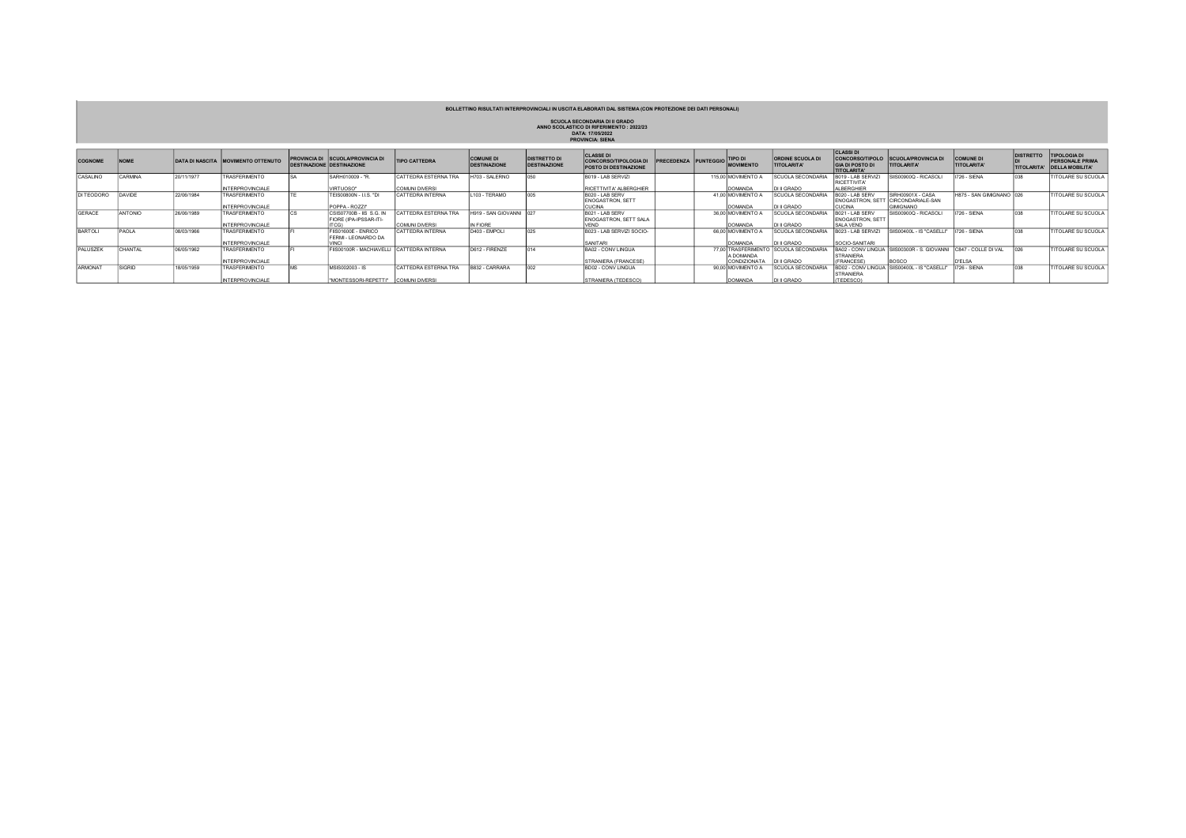**BOLLETTINO RISULTATI INTERPROVINCIALI IN USCITA ELABORATI DAL SISTEMA (CON PROTEZIONE DEI DATI PERSONALI)**

**SCUOLA SECONDARIA DI II GRADO**
**ANNO SCOLASTICO DI RIFERIMENTO : 2022/23**
**DATA: 17/05/2022**
**PROVINCIA: SIENA**

| COGNOME | NOME | DATA DI NASCITA | MOVIMENTO OTTENUTO | PROVINCIA DI DESTINAZIONE | SCUOLA/PROVINCIA DI DESTINAZIONE | TIPO CATTEDRA | COMUNE DI DESTINAZIONE | DISTRETTO DI DESTINAZIONE | CLASSE DI CONCORSO/TIPOLOGIA DI POSTO DI DESTINAZIONE | PRECEDENZA | PUNTEGGIO | TIPO DI MOVIMENTO | ORDINE SCUOLA DI TITOLARITA' | CLASSI DI CONCORSO/TIPOLO GIA DI POSTO DI TITOLARITA' | SCUOLA/PROVINCIA DI TITOLARITA' | COMUNE DI TITOLARITA' | DISTRETTO DI TITOLARITA' | TIPOLOGIA DI PERSONALE PRIMA DELLA MOBILITA' |
|---|---|---|---|---|---|---|---|---|---|---|---|---|---|---|---|---|---|---|
| CASALINO | CARMINA | 20/11/1977 | TRASFERIMENTO INTERPROVINCIALE | SA | SARH010009 - "R. VIRTUOSO" | CATTEDRA ESTERNA TRA COMUNI DIVERSI | H703 - SALERNO | 050 | B019 - LAB SERVIZI RICETTIVITA' ALBERGHIER | | 115,00 | MOVIMENTO A DOMANDA | SCUOLA SECONDARIA DI II GRADO | B019 - LAB SERVIZI RICETTIVITA' ALBERGHIER | SIIS00900Q - RICASOLI | I726 - SIENA | 038 | TITOLARE SU SCUOLA |
| DI TEODORO | DAVIDE | 22/06/1984 | TRASFERIMENTO INTERPROVINCIALE | TE | TEIS00800N - I.I.S. "DI POPPA - ROZZI" | CATTEDRA INTERNA | L103 - TERAMO | 005 | B020 - LAB SERV ENOGASTRON, SETT CUCINA | | 41,00 | MOVIMENTO A DOMANDA | SCUOLA SECONDARIA DI II GRADO | B020 - LAB SERV ENOGASTRON, SETT CUCINA | SIRH00901X - CASA CIRCONDARIALE-SAN GIMIGNANO | H875 - SAN GIMIGNANO | 026 | TITOLARE SU SCUOLA |
| GERACE | ANTONIO | 26/06/1989 | TRASFERIMENTO INTERPROVINCIALE | CS | CSIS07700B - IIS S.G. IN FIORE (IPA-IPSSAR-ITI-ITCG) | CATTEDRA ESTERNA TRA COMUNI DIVERSI | H919 - SAN GIOVANNI IN FIORE | 027 | B021 - LAB SERV ENOGASTRON, SETT SALA VEND | | 36,00 | MOVIMENTO A DOMANDA | SCUOLA SECONDARIA DI II GRADO | B021 - LAB SERV ENOGASTRON, SETT SALA VEND | SIIS00900Q - RICASOLI | I726 - SIENA | 038 | TITOLARE SU SCUOLA |
| BARTOLI | PAOLA | 08/03/1966 | TRASFERIMENTO INTERPROVINCIALE | FI | FIIS01600E - ENRICO FERMI - LEONARDO DA VINCI | CATTEDRA INTERNA | D403 - EMPOLI | 025 | B023 - LAB SERVIZI SOCIO-SANITARI | | 66,00 | MOVIMENTO A DOMANDA | SCUOLA SECONDARIA DI II GRADO | B023 - LAB SERVIZI SOCIO-SANITARI | SIIS00400L - IS "CASELLI" | I726 - SIENA | 038 | TITOLARE SU SCUOLA |
| PALUSZEK | CHANTAL | 06/05/1962 | TRASFERIMENTO INTERPROVINCIALE | FI | FIIS00100R - MACHIAVELLI | CATTEDRA INTERNA | D612 - FIRENZE | 014 | BA02 - CONV LINGUA STRANIERA (FRANCESE) | | 77,00 | TRASFERIMENTO A DOMANDA CONDIZIONATA | SCUOLA SECONDARIA DI II GRADO | BA02 - CONV LINGUA STRANIERA (FRANCESE) | SIIS00300R - S. GIOVANNI BOSCO | C847 - COLLE DI VAL D'ELSA | 026 | TITOLARE SU SCUOLA |
| ARMONAT | SIGRID | 18/05/1959 | TRASFERIMENTO INTERPROVINCIALE | MS | MSIS002003 - IS "MONTESSORI-REPETTI" | CATTEDRA ESTERNA TRA COMUNI DIVERSI | B832 - CARRARA | 002 | BD02 - CONV LINGUA STRANIERA (TEDESCO) | | 90,00 | MOVIMENTO A DOMANDA | SCUOLA SECONDARIA DI II GRADO | BD02 - CONV LINGUA STRANIERA (TEDESCO) | SIIS00400L - IS "CASELLI" | I726 - SIENA | 038 | TITOLARE SU SCUOLA |